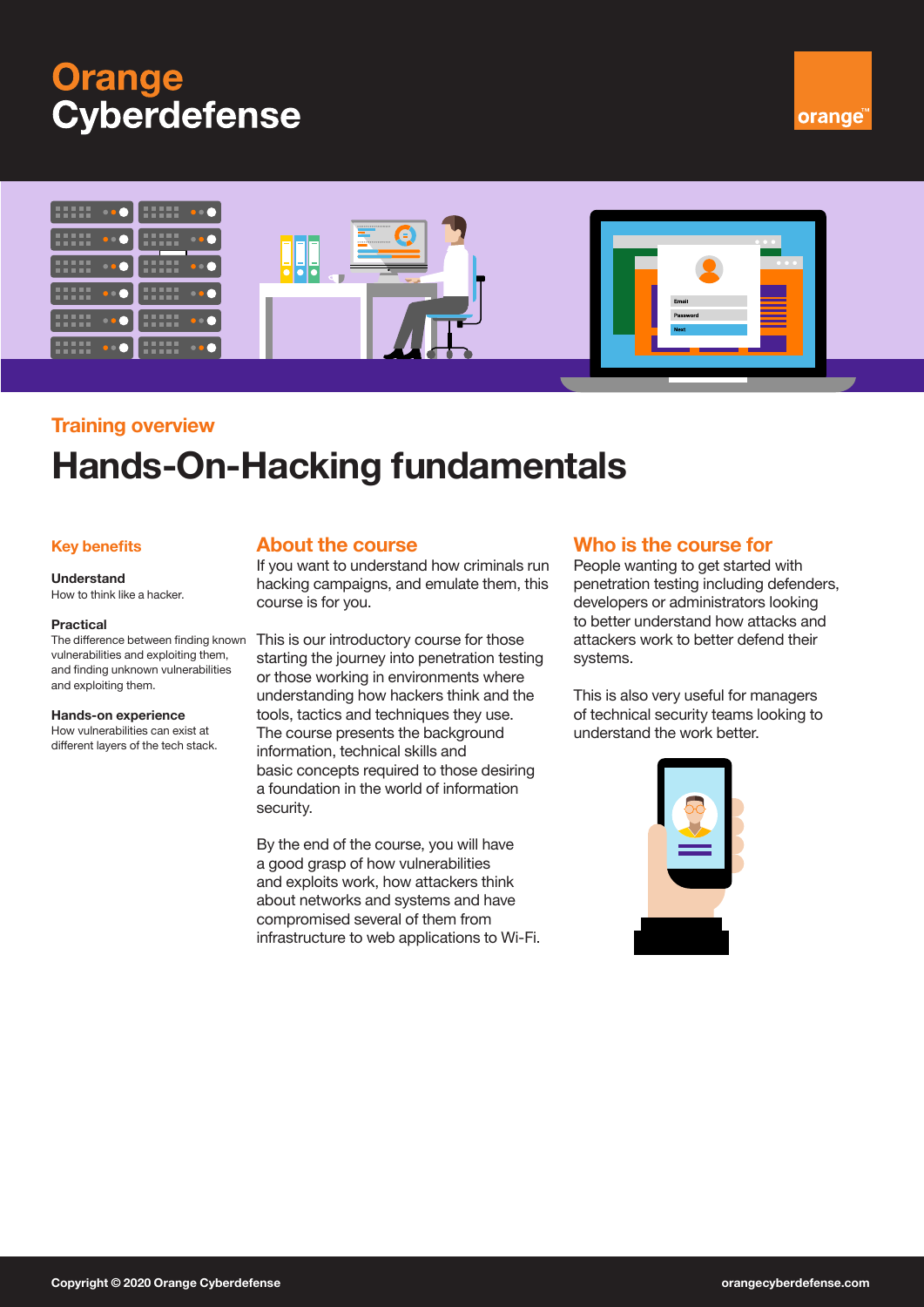# Orange Cyberdefense

## Training overview

# Hands-On-Hacking fundamentals

### Key benefits

**Understand**
How to think like a hacker.

**Practical**
The difference between finding known vulnerabilities and exploiting them, and finding unknown vulnerabilities and exploiting them.

**Hands-on experience**
How vulnerabilities can exist at different layers of the tech stack.

## About the course

If you want to understand how criminals run hacking campaigns, and emulate them, this course is for you.

This is our introductory course for those starting the journey into penetration testing or those working in environments where understanding how hackers think and the tools, tactics and techniques they use. The course presents the background information, technical skills and basic concepts required to those desiring a foundation in the world of information security.

By the end of the course, you will have a good grasp of how vulnerabilities and exploits work, how attackers think about networks and systems and have compromised several of them from infrastructure to web applications to Wi-Fi.

## Who is the course for

People wanting to get started with penetration testing including defenders, developers or administrators looking to better understand how attacks and attackers work to better defend their systems.

This is also very useful for managers of technical security teams looking to understand the work better.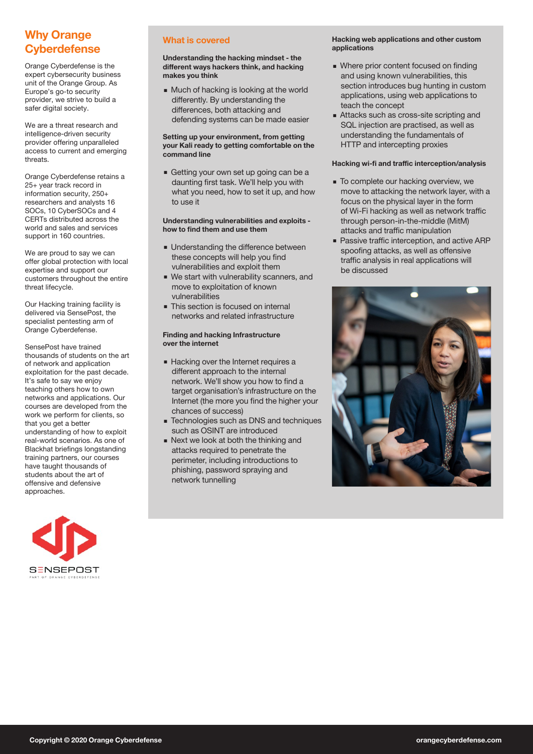## Why Orange Cyberdefense

Orange Cyberdefense is the expert cybersecurity business unit of the Orange Group. As Europe's go-to security provider, we strive to build a safer digital society.

We are a threat research and intelligence-driven security provider offering unparalleled access to current and emerging threats.

Orange Cyberdefense retains a 25+ year track record in information security, 250+ researchers and analysts 16 SOCs, 10 CyberSOCs and 4 CERTs distributed across the world and sales and services support in 160 countries.

We are proud to say we can offer global protection with local expertise and support our customers throughout the entire threat lifecycle.

Our Hacking training facility is delivered via SensePost, the specialist pentesting arm of Orange Cyberdefense.

SensePost have trained thousands of students on the art of network and application exploitation for the past decade. It's safe to say we enjoy teaching others how to own networks and applications. Our courses are developed from the work we perform for clients, so that you get a better understanding of how to exploit real-world scenarios. As one of Blackhat briefings longstanding training partners, our courses have taught thousands of students about the art of offensive and defensive approaches.

SENSEPOST
PART OF ORANGE CYBERDEFENSE

## What is covered

**Understanding the hacking mindset - the different ways hackers think, and hacking makes you think**

- Much of hacking is looking at the world differently. By understanding the differences, both attacking and defending systems can be made easier

**Setting up your environment, from getting your Kali ready to getting comfortable on the command line**

- Getting your own set up going can be a daunting first task. We'll help you with what you need, how to set it up, and how to use it

**Understanding vulnerabilities and exploits - how to find them and use them**

- Understanding the difference between these concepts will help you find vulnerabilities and exploit them
- We start with vulnerability scanners, and move to exploitation of known vulnerabilities
- This section is focused on internal networks and related infrastructure

**Finding and hacking Infrastructure over the internet**

- Hacking over the Internet requires a different approach to the internal network. We'll show you how to find a target organisation's infrastructure on the Internet (the more you find the higher your chances of success)
- Technologies such as DNS and techniques such as OSINT are introduced
- Next we look at both the thinking and attacks required to penetrate the perimeter, including introductions to phishing, password spraying and network tunnelling

**Hacking web applications and other custom applications**

- Where prior content focused on finding and using known vulnerabilities, this section introduces bug hunting in custom applications, using web applications to teach the concept
- Attacks such as cross-site scripting and SQL injection are practised, as well as understanding the fundamentals of HTTP and intercepting proxies

**Hacking wi-fi and traffic interception/analysis**

- To complete our hacking overview, we move to attacking the network layer, with a focus on the physical layer in the form of Wi-Fi hacking as well as network traffic through person-in-the-middle (MitM) attacks and traffic manipulation
- Passive traffic interception, and active ARP spoofing attacks, as well as offensive traffic analysis in real applications will be discussed

Copyright © 2020 Orange Cyberdefense

orangecyberdefense.com